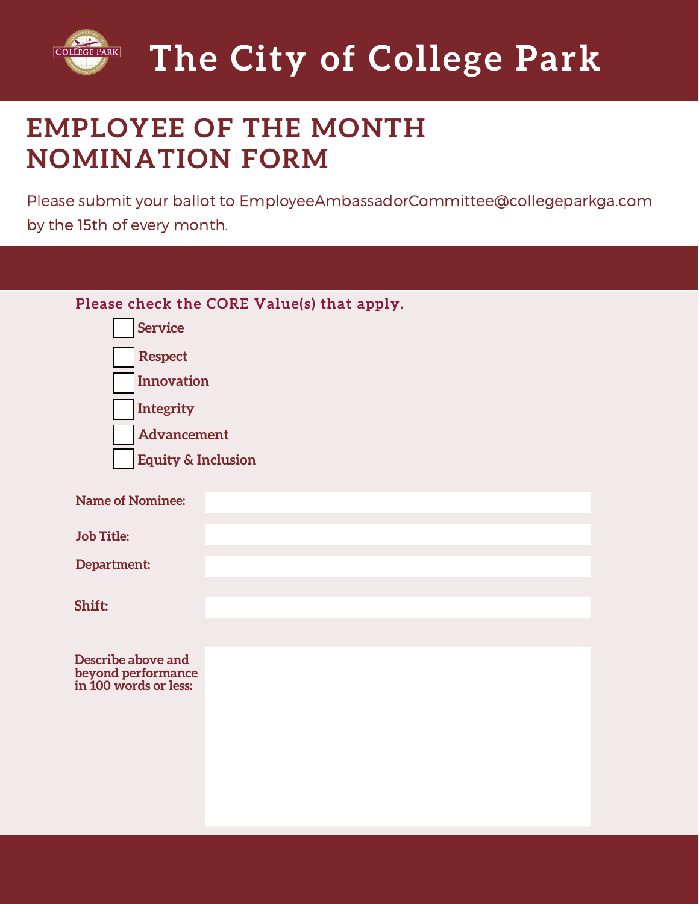# The City of College Park

## EMPLOYEE OF THE MONTH NOMINATION FORM

Please submit your ballot to EmployeeAmbassadorCommittee@collegeparkga.com by the 15th of every month.

**Please check the CORE Value(s) that apply.**

- [ ] **Service**
- [ ] **Respect**
- [ ] **Innovation**
- [ ] **Integrity**
- [ ] **Advancement**
- [ ] **Equity & Inclusion**

**Name of Nominee:**

**Job Title:**

**Department:**

**Shift:**

**Describe above and beyond performance in 100 words or less:**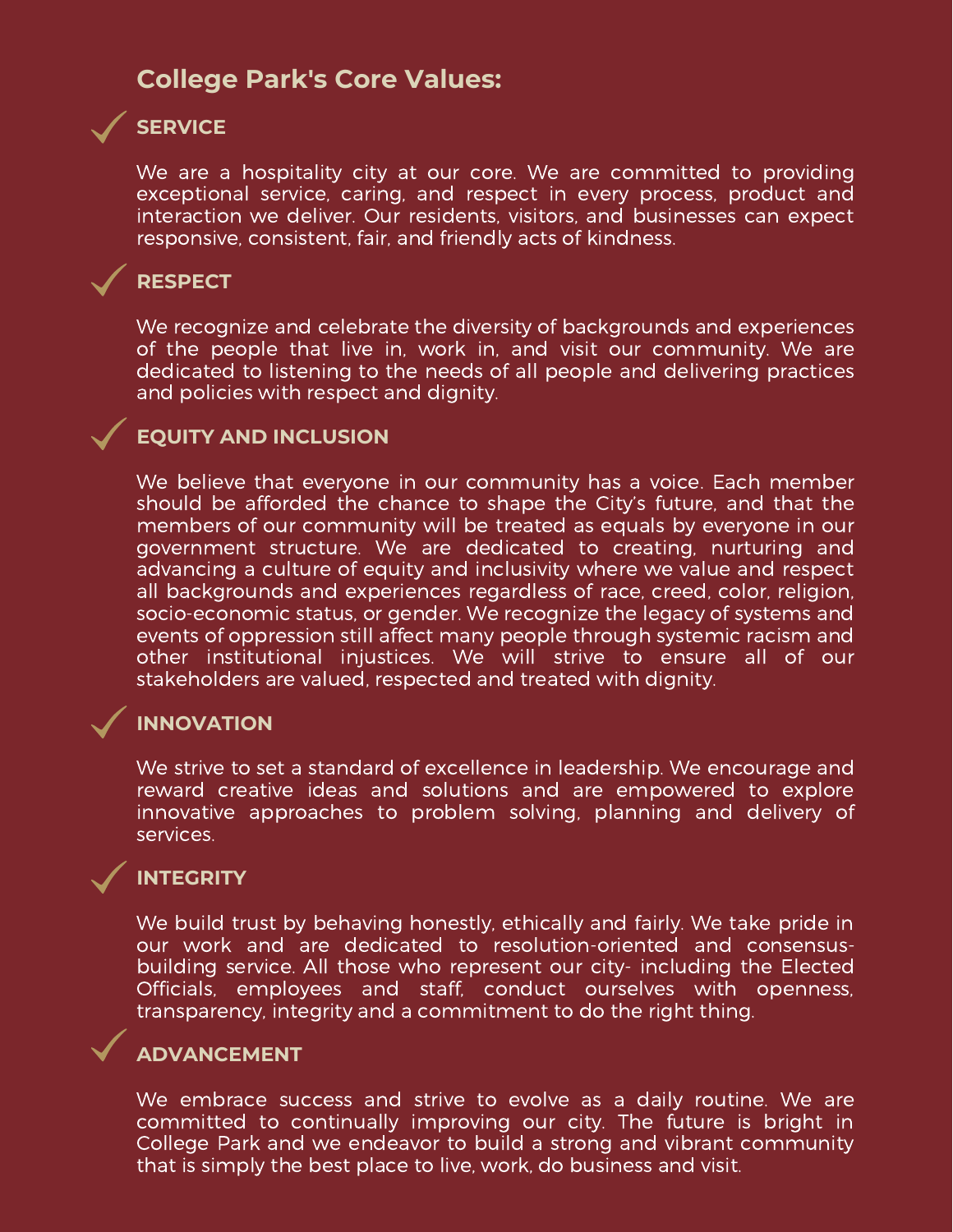## College Park's Core Values:

### SERVICE

We are a hospitality city at our core. We are committed to providing exceptional service, caring, and respect in every process, product and interaction we deliver. Our residents, visitors, and businesses can expect responsive, consistent, fair, and friendly acts of kindness.

### RESPECT

We recognize and celebrate the diversity of backgrounds and experiences of the people that live in, work in, and visit our community. We are dedicated to listening to the needs of all people and delivering practices and policies with respect and dignity.

### EQUITY AND INCLUSION

We believe that everyone in our community has a voice. Each member should be afforded the chance to shape the City's future, and that the members of our community will be treated as equals by everyone in our government structure. We are dedicated to creating, nurturing and advancing a culture of equity and inclusivity where we value and respect all backgrounds and experiences regardless of race, creed, color, religion, socio-economic status, or gender. We recognize the legacy of systems and events of oppression still affect many people through systemic racism and other institutional injustices. We will strive to ensure all of our stakeholders are valued, respected and treated with dignity.

### INNOVATION

We strive to set a standard of excellence in leadership. We encourage and reward creative ideas and solutions and are empowered to explore innovative approaches to problem solving, planning and delivery of services.

### INTEGRITY

We build trust by behaving honestly, ethically and fairly. We take pride in our work and are dedicated to resolution-oriented and consensus-building service. All those who represent our city- including the Elected Officials, employees and staff, conduct ourselves with openness, transparency, integrity and a commitment to do the right thing.

### ADVANCEMENT

We embrace success and strive to evolve as a daily routine. We are committed to continually improving our city. The future is bright in College Park and we endeavor to build a strong and vibrant community that is simply the best place to live, work, do business and visit.